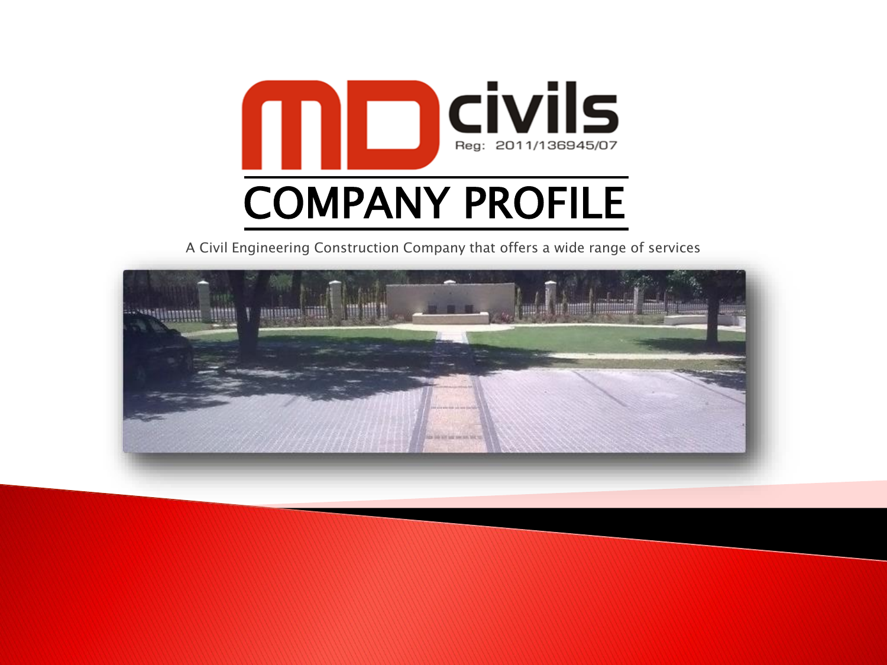MD civils

Reg: 2011/136945/07

# COMPANY PROFILE

A Civil Engineering Construction Company that offers a wide range of services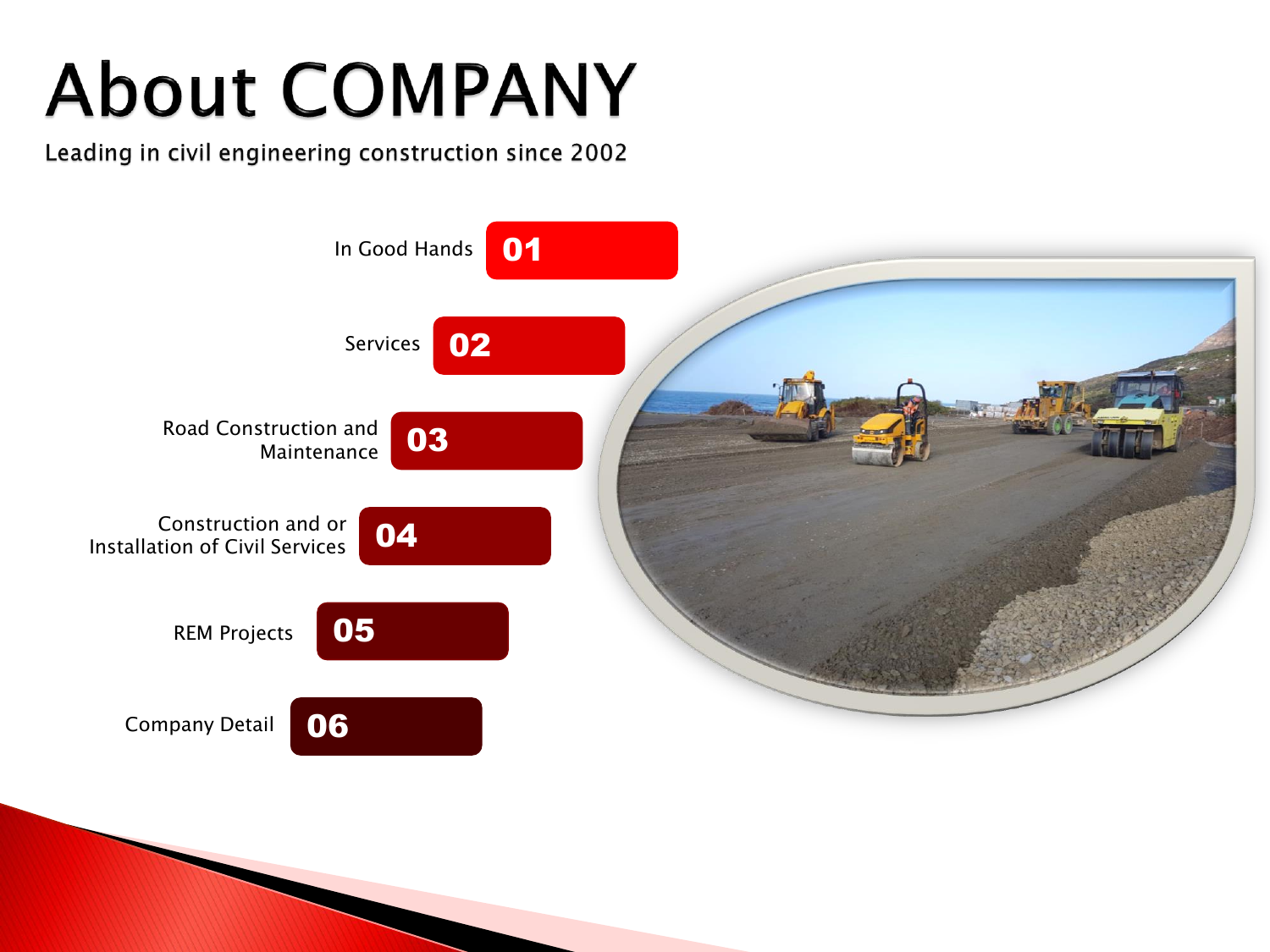# About COMPANY

Leading in civil engineering construction since 2002

- 01 In Good Hands
- 02 Services
- 03 Road Construction and Maintenance
- 04 Construction and or Installation of Civil Services
- 05 REM Projects
- 06 Company Detail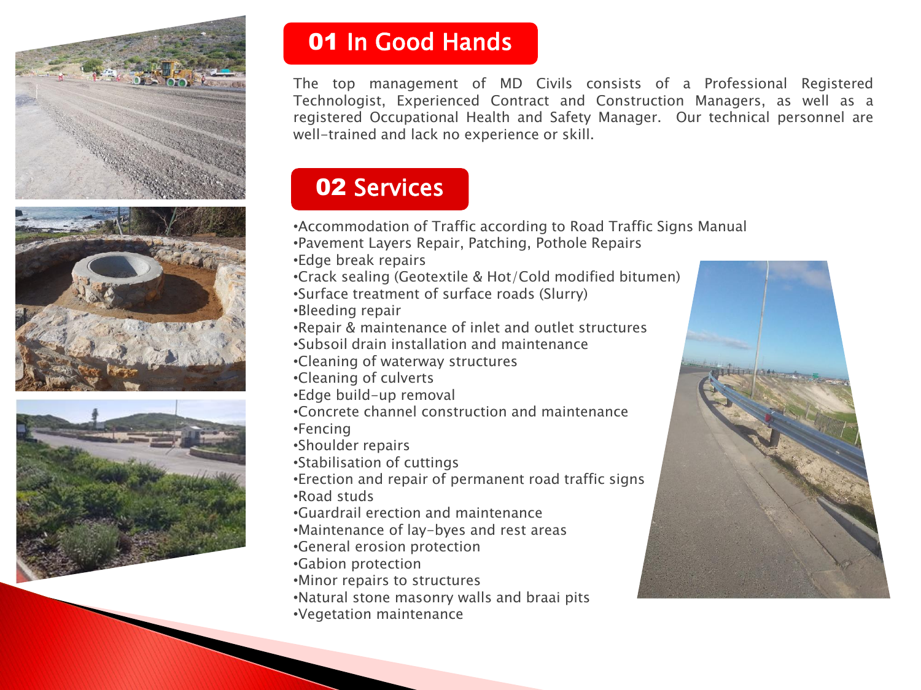## 01 In Good Hands

The top management of MD Civils consists of a Professional Registered Technologist, Experienced Contract and Construction Managers, as well as a registered Occupational Health and Safety Manager. Our technical personnel are well-trained and lack no experience or skill.

## 02 Services

- Accommodation of Traffic according to Road Traffic Signs Manual
- Pavement Layers Repair, Patching, Pothole Repairs
- Edge break repairs
- Crack sealing (Geotextile & Hot/Cold modified bitumen)
- Surface treatment of surface roads (Slurry)
- Bleeding repair
- Repair & maintenance of inlet and outlet structures
- Subsoil drain installation and maintenance
- Cleaning of waterway structures
- Cleaning of culverts
- Edge build-up removal
- Concrete channel construction and maintenance
- Fencing
- Shoulder repairs
- Stabilisation of cuttings
- Erection and repair of permanent road traffic signs
- Road studs
- Guardrail erection and maintenance
- Maintenance of lay-byes and rest areas
- General erosion protection
- Gabion protection
- Minor repairs to structures
- Natural stone masonry walls and braai pits
- Vegetation maintenance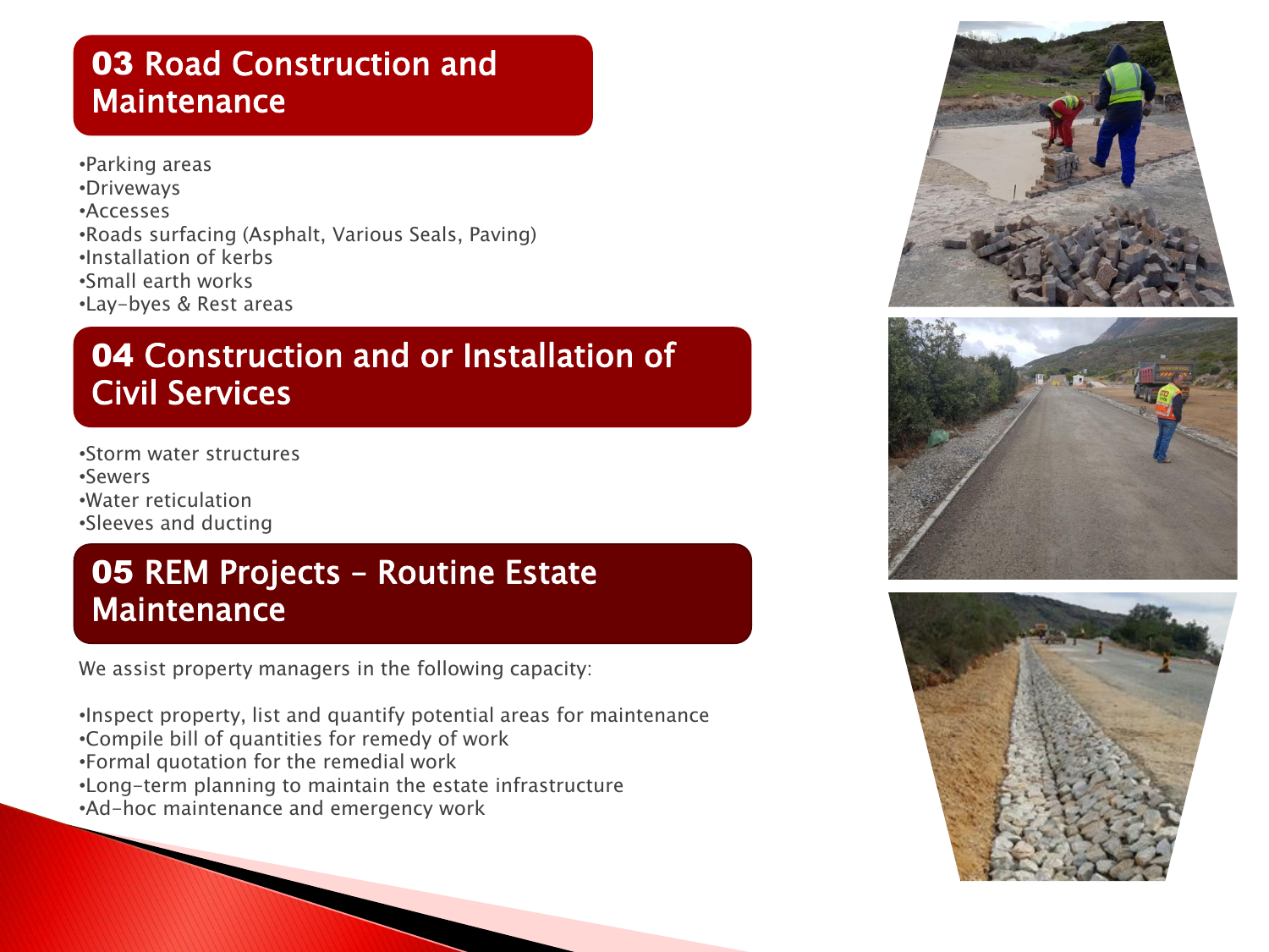## 03 Road Construction and Maintenance

- Parking areas
- Driveways
- Accesses
- Roads surfacing (Asphalt, Various Seals, Paving)
- Installation of kerbs
- Small earth works
- Lay-byes & Rest areas

## 04 Construction and or Installation of Civil Services

- Storm water structures
- Sewers
- Water reticulation
- Sleeves and ducting

## 05 REM Projects – Routine Estate Maintenance

We assist property managers in the following capacity:

- Inspect property, list and quantify potential areas for maintenance
- Compile bill of quantities for remedy of work
- Formal quotation for the remedial work
- Long-term planning to maintain the estate infrastructure
- Ad-hoc maintenance and emergency work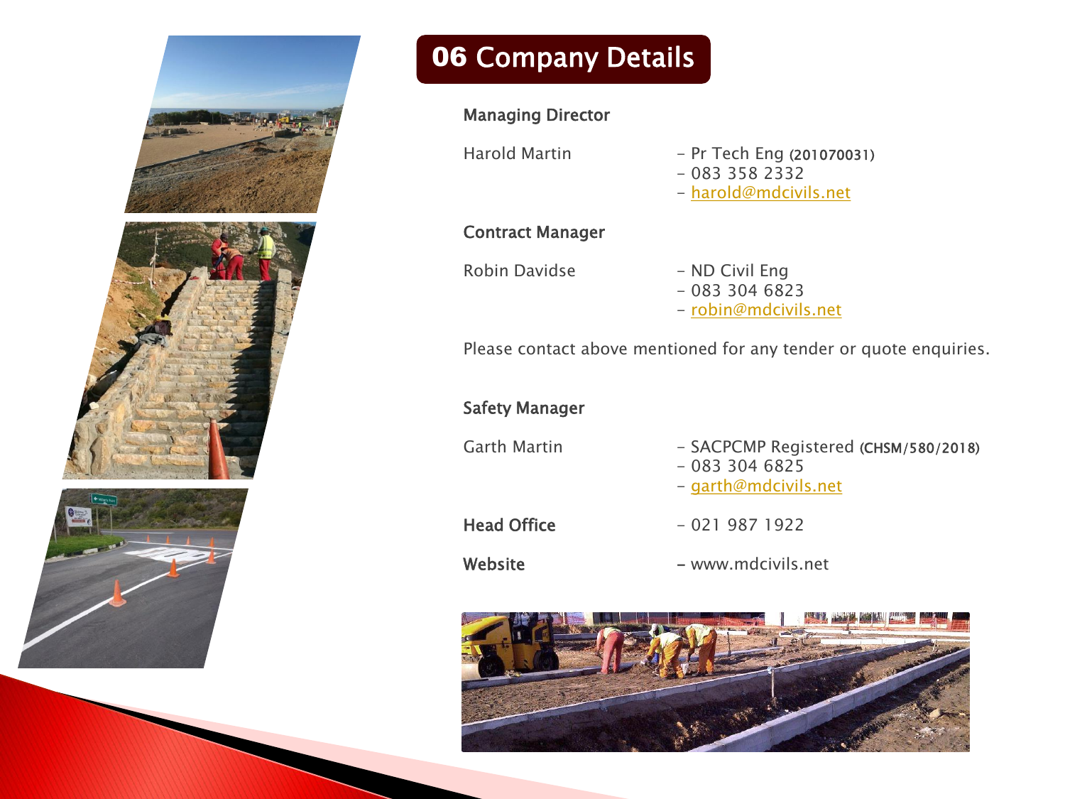# 06 Company Details

**Managing Director**

Harold Martin
- Pr Tech Eng (201070031)
- 083 358 2332
- harold@mdcivils.net

**Contract Manager**

Robin Davidse
- ND Civil Eng
- 083 304 6823
- robin@mdcivils.net

Please contact above mentioned for any tender or quote enquiries.

**Safety Manager**

Garth Martin
- SACPCMP Registered (CHSM/580/2018)
- 083 304 6825
- garth@mdcivils.net

**Head Office** - 021 987 1922

**Website** – www.mdcivils.net